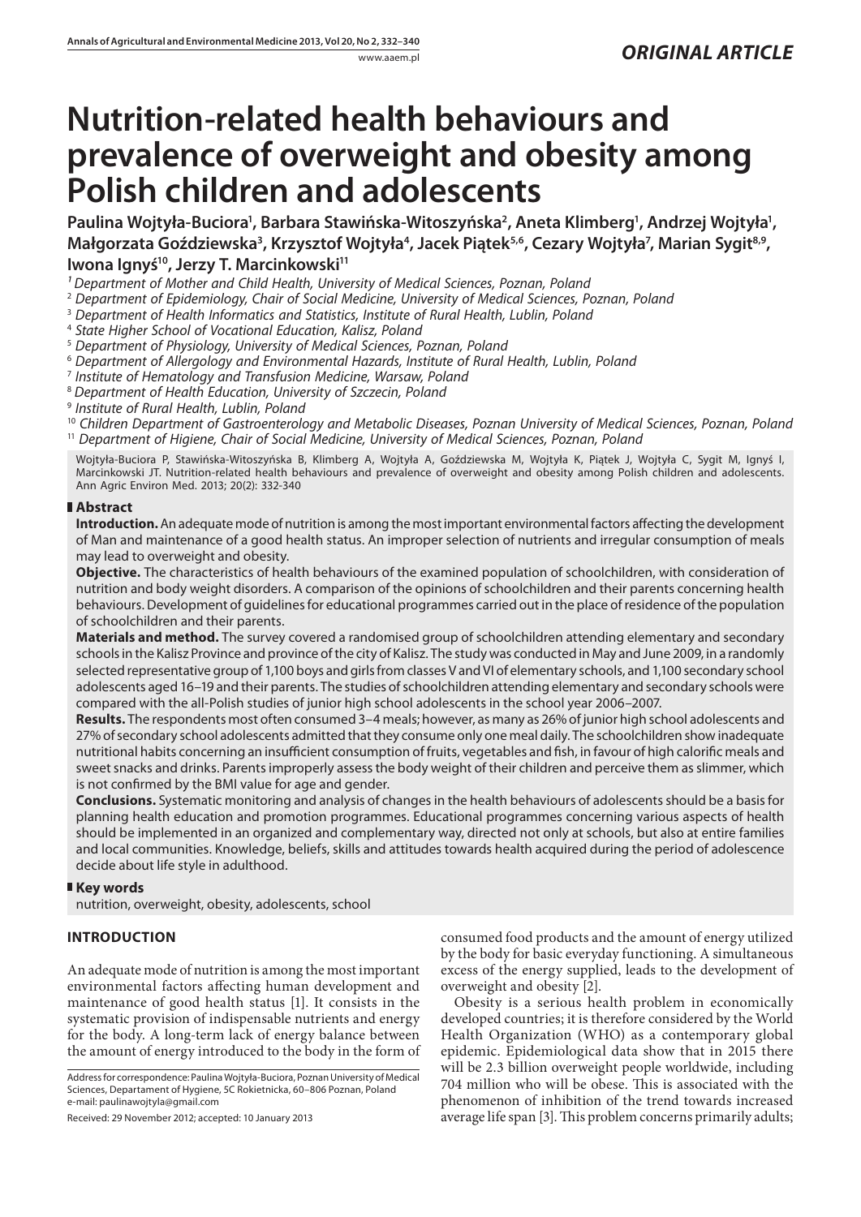ORIGINAL ARTICLE

# Nutrition-related health behaviours and prevalence of overweight and obesity among Polish children and adolescents

**Paulina Wojtyła-Buciora[1], Barbara Stawińska-Witoszyńska[2], Aneta Klimberg[1], Andrzej Wojtyła[1], Małgorzata Goździewska[3], Krzysztof Wojtyła[4], Jacek Piątek[5,6], Cezary Wojtyła[7], Marian Sygit[8,9], Iwona Ignyś[10], Jerzy T. Marcinkowski[11]**

[1] *Department of Mother and Child Health, University of Medical Sciences, Poznan, Poland*
[2] *Department of Epidemiology, Chair of Social Medicine, University of Medical Sciences, Poznan, Poland*
[3] *Department of Health Informatics and Statistics, Institute of Rural Health, Lublin, Poland*
[4] *State Higher School of Vocational Education, Kalisz, Poland*
[5] *Department of Physiology, University of Medical Sciences, Poznan, Poland*
[6] *Department of Allergology and Environmental Hazards, Institute of Rural Health, Lublin, Poland*
[7] *Institute of Hematology and Transfusion Medicine, Warsaw, Poland*
[8] *Department of Health Education, University of Szczecin, Poland*
[9] *Institute of Rural Health, Lublin, Poland*
[10] *Children Department of Gastroenterology and Metabolic Diseases, Poznan University of Medical Sciences, Poznan, Poland*
[11] *Department of Higiene, Chair of Social Medicine, University of Medical Sciences, Poznan, Poland*

Wojtyła-Buciora P, Stawińska-Witoszyńska B, Klimberg A, Wojtyła A, Goździewska M, Wojtyła K, Piątek J, Wojtyła C, Sygit M, Ignyś I, Marcinkowski JT. Nutrition-related health behaviours and prevalence of overweight and obesity among Polish children and adolescents. Ann Agric Environ Med. 2013; 20(2): 332-340

## Abstract

**Introduction.** An adequate mode of nutrition is among the most important environmental factors affecting the development of Man and maintenance of a good health status. An improper selection of nutrients and irregular consumption of meals may lead to overweight and obesity.

**Objective.** The characteristics of health behaviours of the examined population of schoolchildren, with consideration of nutrition and body weight disorders. A comparison of the opinions of schoolchildren and their parents concerning health behaviours. Development of guidelines for educational programmes carried out in the place of residence of the population of schoolchildren and their parents.

**Materials and method.** The survey covered a randomised group of schoolchildren attending elementary and secondary schools in the Kalisz Province and province of the city of Kalisz. The study was conducted in May and June 2009, in a randomly selected representative group of 1,100 boys and girls from classes V and VI of elementary schools, and 1,100 secondary school adolescents aged 16–19 and their parents. The studies of schoolchildren attending elementary and secondary schools were compared with the all-Polish studies of junior high school adolescents in the school year 2006–2007.

**Results.** The respondents most often consumed 3–4 meals; however, as many as 26% of junior high school adolescents and 27% of secondary school adolescents admitted that they consume only one meal daily. The schoolchildren show inadequate nutritional habits concerning an insufficient consumption of fruits, vegetables and fish, in favour of high calorific meals and sweet snacks and drinks. Parents improperly assess the body weight of their children and perceive them as slimmer, which is not confirmed by the BMI value for age and gender.

**Conclusions.** Systematic monitoring and analysis of changes in the health behaviours of adolescents should be a basis for planning health education and promotion programmes. Educational programmes concerning various aspects of health should be implemented in an organized and complementary way, directed not only at schools, but also at entire families and local communities. Knowledge, beliefs, skills and attitudes towards health acquired during the period of adolescence decide about life style in adulthood.

## Key words

nutrition, overweight, obesity, adolescents, school

## INTRODUCTION

An adequate mode of nutrition is among the most important environmental factors affecting human development and maintenance of good health status [1]. It consists in the systematic provision of indispensable nutrients and energy for the body. A long-term lack of energy balance between the amount of energy introduced to the body in the form of consumed food products and the amount of energy utilized by the body for basic everyday functioning. A simultaneous excess of the energy supplied, leads to the development of overweight and obesity [2].

Obesity is a serious health problem in economically developed countries; it is therefore considered by the World Health Organization (WHO) as a contemporary global epidemic. Epidemiological data show that in 2015 there will be 2.3 billion overweight people worldwide, including 704 million who will be obese. This is associated with the phenomenon of inhibition of the trend towards increased average life span [3]. This problem concerns primarily adults;

Address for correspondence: Paulina Wojtyła-Buciora, Poznan University of Medical Sciences, Depertament of Hygiene, 5C Rokietnicka, 60–806 Poznan, Poland
e-mail: paulinawojtyla@gmail.com

Received: 29 November 2012; accepted: 10 January 2013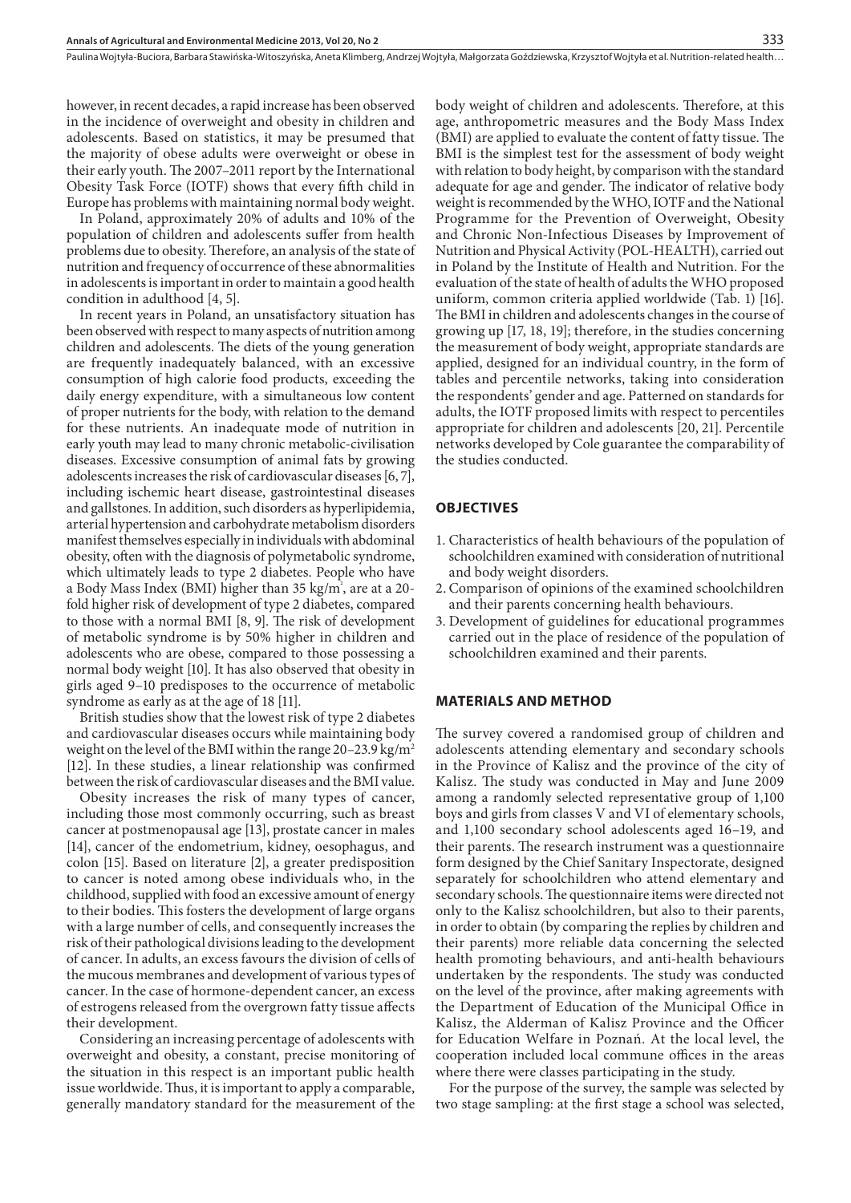however, in recent decades, a rapid increase has been observed in the incidence of overweight and obesity in children and adolescents. Based on statistics, it may be presumed that the majority of obese adults were overweight or obese in their early youth. The 2007–2011 report by the International Obesity Task Force (IOTF) shows that every fifth child in Europe has problems with maintaining normal body weight.

In Poland, approximately 20% of adults and 10% of the population of children and adolescents suffer from health problems due to obesity. Therefore, an analysis of the state of nutrition and frequency of occurrence of these abnormalities in adolescents is important in order to maintain a good health condition in adulthood [4, 5].

In recent years in Poland, an unsatisfactory situation has been observed with respect to many aspects of nutrition among children and adolescents. The diets of the young generation are frequently inadequately balanced, with an excessive consumption of high calorie food products, exceeding the daily energy expenditure, with a simultaneous low content of proper nutrients for the body, with relation to the demand for these nutrients. An inadequate mode of nutrition in early youth may lead to many chronic metabolic-civilisation diseases. Excessive consumption of animal fats by growing adolescents increases the risk of cardiovascular diseases [6, 7], including ischemic heart disease, gastrointestinal diseases and gallstones. In addition, such disorders as hyperlipidemia, arterial hypertension and carbohydrate metabolism disorders manifest themselves especially in individuals with abdominal obesity, often with the diagnosis of polymetabolic syndrome, which ultimately leads to type 2 diabetes. People who have a Body Mass Index (BMI) higher than 35 kg/m$^2$, are at a 20-fold higher risk of development of type 2 diabetes, compared to those with a normal BMI [8, 9]. The risk of development of metabolic syndrome is by 50% higher in children and adolescents who are obese, compared to those possessing a normal body weight [10]. It has also observed that obesity in girls aged 9–10 predisposes to the occurrence of metabolic syndrome as early as at the age of 18 [11].

British studies show that the lowest risk of type 2 diabetes and cardiovascular diseases occurs while maintaining body weight on the level of the BMI within the range 20–23.9 kg/m$^2$ [12]. In these studies, a linear relationship was confirmed between the risk of cardiovascular diseases and the BMI value.

Obesity increases the risk of many types of cancer, including those most commonly occurring, such as breast cancer at postmenopausal age [13], prostate cancer in males [14], cancer of the endometrium, kidney, oesophagus, and colon [15]. Based on literature [2], a greater predisposition to cancer is noted among obese individuals who, in the childhood, supplied with food an excessive amount of energy to their bodies. This fosters the development of large organs with a large number of cells, and consequently increases the risk of their pathological divisions leading to the development of cancer. In adults, an excess favours the division of cells of the mucous membranes and development of various types of cancer. In the case of hormone-dependent cancer, an excess of estrogens released from the overgrown fatty tissue affects their development.

Considering an increasing percentage of adolescents with overweight and obesity, a constant, precise monitoring of the situation in this respect is an important public health issue worldwide. Thus, it is important to apply a comparable, generally mandatory standard for the measurement of the body weight of children and adolescents. Therefore, at this age, anthropometric measures and the Body Mass Index (BMI) are applied to evaluate the content of fatty tissue. The BMI is the simplest test for the assessment of body weight with relation to body height, by comparison with the standard adequate for age and gender. The indicator of relative body weight is recommended by the WHO, IOTF and the National Programme for the Prevention of Overweight, Obesity and Chronic Non-Infectious Diseases by Improvement of Nutrition and Physical Activity (POL-HEALTH), carried out in Poland by the Institute of Health and Nutrition. For the evaluation of the state of health of adults the WHO proposed uniform, common criteria applied worldwide (Tab. 1) [16]. The BMI in children and adolescents changes in the course of growing up [17, 18, 19]; therefore, in the studies concerning the measurement of body weight, appropriate standards are applied, designed for an individual country, in the form of tables and percentile networks, taking into consideration the respondents' gender and age. Patterned on standards for adults, the IOTF proposed limits with respect to percentiles appropriate for children and adolescents [20, 21]. Percentile networks developed by Cole guarantee the comparability of the studies conducted.

## OBJECTIVES

1. Characteristics of health behaviours of the population of schoolchildren examined with consideration of nutritional and body weight disorders.
2. Comparison of opinions of the examined schoolchildren and their parents concerning health behaviours.
3. Development of guidelines for educational programmes carried out in the place of residence of the population of schoolchildren examined and their parents.

## MATERIALS AND METHOD

The survey covered a randomised group of children and adolescents attending elementary and secondary schools in the Province of Kalisz and the province of the city of Kalisz. The study was conducted in May and June 2009 among a randomly selected representative group of 1,100 boys and girls from classes V and VI of elementary schools, and 1,100 secondary school adolescents aged 16–19, and their parents. The research instrument was a questionnaire form designed by the Chief Sanitary Inspectorate, designed separately for schoolchildren who attend elementary and secondary schools. The questionnaire items were directed not only to the Kalisz schoolchildren, but also to their parents, in order to obtain (by comparing the replies by children and their parents) more reliable data concerning the selected health promoting behaviours, and anti-health behaviours undertaken by the respondents. The study was conducted on the level of the province, after making agreements with the Department of Education of the Municipal Office in Kalisz, the Alderman of Kalisz Province and the Officer for Education Welfare in Poznań. At the local level, the cooperation included local commune offices in the areas where there were classes participating in the study.

For the purpose of the survey, the sample was selected by two stage sampling: at the first stage a school was selected,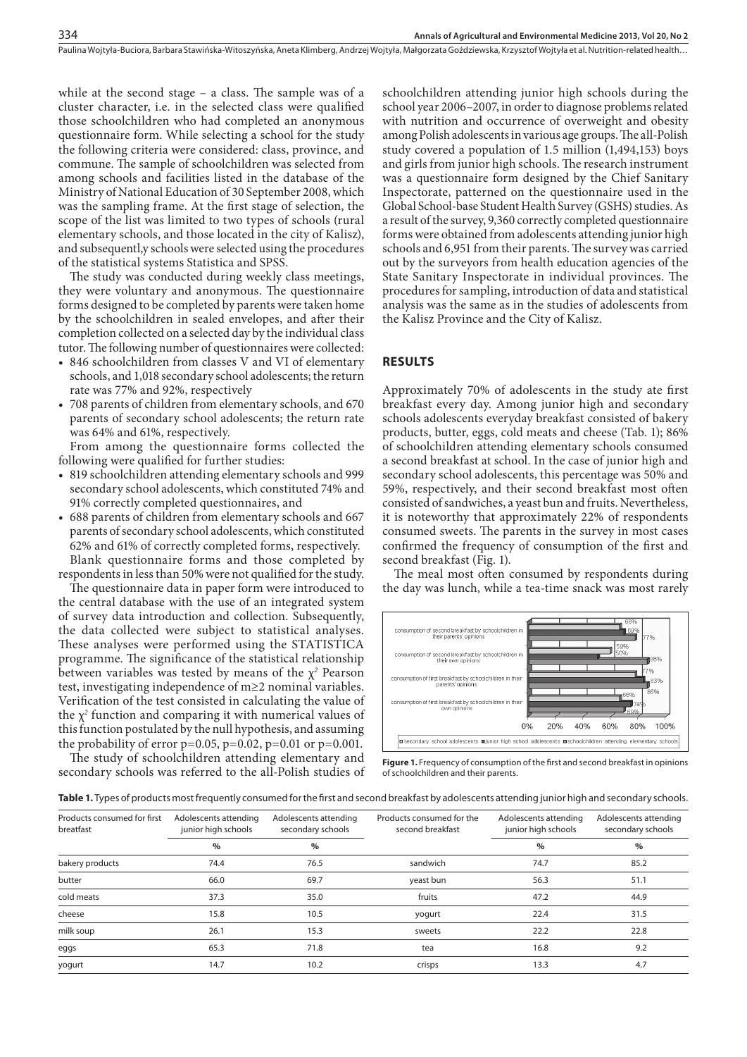while at the second stage – a class. The sample was of a cluster character, i.e. in the selected class were qualified those schoolchildren who had completed an anonymous questionnaire form. While selecting a school for the study the following criteria were considered: class, province, and commune. The sample of schoolchildren was selected from among schools and facilities listed in the database of the Ministry of National Education of 30 September 2008, which was the sampling frame. At the first stage of selection, the scope of the list was limited to two types of schools (rural elementary schools, and those located in the city of Kalisz), and subsequentl,y schools were selected using the procedures of the statistical systems Statistica and SPSS.

The study was conducted during weekly class meetings, they were voluntary and anonymous. The questionnaire forms designed to be completed by parents were taken home by the schoolchildren in sealed envelopes, and after their completion collected on a selected day by the individual class tutor. The following number of questionnaires were collected:

- 846 schoolchildren from classes V and VI of elementary schools, and 1,018 secondary school adolescents; the return rate was 77% and 92%, respectively
- 708 parents of children from elementary schools, and 670 parents of secondary school adolescents; the return rate was 64% and 61%, respectively.

From among the questionnaire forms collected the following were qualified for further studies:

- 819 schoolchildren attending elementary schools and 999 secondary school adolescents, which constituted 74% and 91% correctly completed questionnaires, and
- 688 parents of children from elementary schools and 667 parents of secondary school adolescents, which constituted 62% and 61% of correctly completed forms, respectively.

Blank questionnaire forms and those completed by respondents in less than 50% were not qualified for the study.

The questionnaire data in paper form were introduced to the central database with the use of an integrated system of survey data introduction and collection. Subsequently, the data collected were subject to statistical analyses. These analyses were performed using the STATISTICA programme. The significance of the statistical relationship between variables was tested by means of the $\chi^2$ Pearson test, investigating independence of $m \geq 2$ nominal variables. Verification of the test consisted in calculating the value of the $\chi^2$ function and comparing it with numerical values of this function postulated by the null hypothesis, and assuming the probability of error $p=0.05$, $p=0.02$, $p=0.01$ or $p=0.001$.

The study of schoolchildren attending elementary and secondary schools was referred to the all-Polish studies of schoolchildren attending junior high schools during the school year 2006–2007, in order to diagnose problems related with nutrition and occurrence of overweight and obesity among Polish adolescents in various age groups. The all-Polish study covered a population of 1.5 million (1,494,153) boys and girls from junior high schools. The research instrument was a questionnaire form designed by the Chief Sanitary Inspectorate, patterned on the questionnaire used in the Global School-base Student Health Survey (GSHS) studies. As a result of the survey, 9,360 correctly completed questionnaire forms were obtained from adolescents attending junior high schools and 6,951 from their parents. The survey was carried out by the surveyors from health education agencies of the State Sanitary Inspectorate in individual provinces. The procedures for sampling, introduction of data and statistical analysis was the same as in the studies of adolescents from the Kalisz Province and the City of Kalisz.

## RESULTS

Approximately 70% of adolescents in the study ate first breakfast every day. Among junior high and secondary schools adolescents everyday breakfast consisted of bakery products, butter, eggs, cold meats and cheese (Tab. 1); 86% of schoolchildren attending elementary schools consumed a second breakfast at school. In the case of junior high and secondary school adolescents, this percentage was 50% and 59%, respectively, and their second breakfast most often consisted of sandwiches, a yeast bun and fruits. Nevertheless, it is noteworthy that approximately 22% of respondents consumed sweets. The parents in the survey in most cases confirmed the frequency of consumption of the first and second breakfast (Fig. 1).

The meal most often consumed by respondents during the day was lunch, while a tea-time snack was most rarely

**Figure 1.** Frequency of consumption of the first and second breakfast in opinions of schoolchildren and their parents.

**Table 1.** Types of products most frequently consumed for the first and second breakfast by adolescents attending junior high and secondary schools.

| Products consumed for first breatfast | Adolescents attending junior high schools | Adolescents attending secondary schools | Products consumed for the second breakfast | Adolescents attending junior high schools | Adolescents attending secondary schools |
|---|---|---|---|---|---|
| | % | % | | % | % |
| bakery products | 74.4 | 76.5 | sandwich | 74.7 | 85.2 |
| butter | 66.0 | 69.7 | yeast bun | 56.3 | 51.1 |
| cold meats | 37.3 | 35.0 | fruits | 47.2 | 44.9 |
| cheese | 15.8 | 10.5 | yogurt | 22.4 | 31.5 |
| milk soup | 26.1 | 15.3 | sweets | 22.2 | 22.8 |
| eggs | 65.3 | 71.8 | tea | 16.8 | 9.2 |
| yogurt | 14.7 | 10.2 | crisps | 13.3 | 4.7 |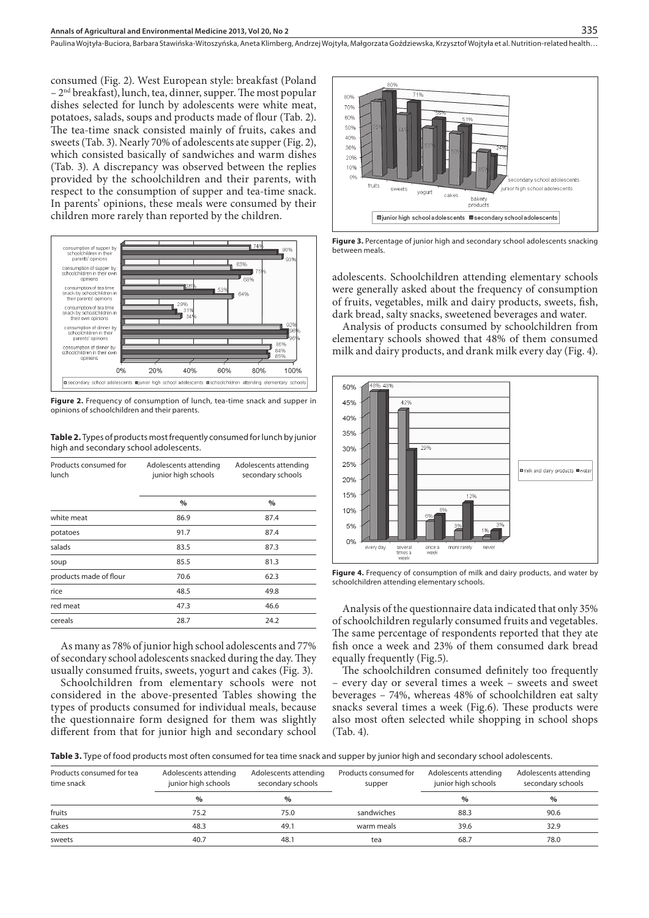consumed (Fig. 2). West European style: breakfast (Poland – 2nd breakfast), lunch, tea, dinner, supper. The most popular dishes selected for lunch by adolescents were white meat, potatoes, salads, soups and products made of flour (Tab. 2). The tea-time snack consisted mainly of fruits, cakes and sweets (Tab. 3). Nearly 70% of adolescents ate supper (Fig. 2), which consisted basically of sandwiches and warm dishes (Tab. 3). A discrepancy was observed between the replies provided by the schoolchildren and their parents, with respect to the consumption of supper and tea-time snack. In parents' opinions, these meals were consumed by their children more rarely than reported by the children.

**Figure 2.** Frequency of consumption of lunch, tea-time snack and supper in opinions of schoolchildren and their parents.

**Table 2.** Types of products most frequently consumed for lunch by junior high and secondary school adolescents.

| Products consumed for lunch | Adolescents attending junior high schools | Adolescents attending secondary schools |
|---|---|---|
| | % | % |
| white meat | 86.9 | 87.4 |
| potatoes | 91.7 | 87.4 |
| salads | 83.5 | 87.3 |
| soup | 85.5 | 81.3 |
| products made of flour | 70.6 | 62.3 |
| rice | 48.5 | 49.8 |
| red meat | 47.3 | 46.6 |
| cereals | 28.7 | 24.2 |

As many as 78% of junior high school adolescents and 77% of secondary school adolescents snacked during the day. They usually consumed fruits, sweets, yogurt and cakes (Fig. 3).

Schoolchildren from elementary schools were not considered in the above-presented Tables showing the types of products consumed for individual meals, because the questionnaire form designed for them was slightly different from that for junior high and secondary school adolescents. Schoolchildren attending elementary schools were generally asked about the frequency of consumption of fruits, vegetables, milk and dairy products, sweets, fish, dark bread, salty snacks, sweetened beverages and water.

**Figure 3.** Percentage of junior high and secondary school adolescents snacking between meals.

Analysis of products consumed by schoolchildren from elementary schools showed that 48% of them consumed milk and dairy products, and drank milk every day (Fig. 4).

**Figure 4.** Frequency of consumption of milk and dairy products, and water by schoolchildren attending elementary schools.

Analysis of the questionnaire data indicated that only 35% of schoolchildren regularly consumed fruits and vegetables. The same percentage of respondents reported that they ate fish once a week and 23% of them consumed dark bread equally frequently (Fig.5).

The schoolchildren consumed definitely too frequently – every day or several times a week – sweets and sweet beverages – 74%, whereas 48% of schoolchildren eat salty snacks several times a week (Fig.6). These products were also most often selected while shopping in school shops (Tab. 4).

**Table 3.** Type of food products most often consumed for tea time snack and supper by junior high and secondary school adolescents.

| Products consumed for tea time snack | Adolescents attending junior high schools | Adolescents attending secondary schools | Products consumed for supper | Adolescents attending junior high schools | Adolescents attending secondary schools |
|---|---|---|---|---|---|
| | % | % | | % | % |
| fruits | 75.2 | 75.0 | sandwiches | 88.3 | 90.6 |
| cakes | 48.3 | 49.1 | warm meals | 39.6 | 32.9 |
| sweets | 40.7 | 48.1 | tea | 68.7 | 78.0 |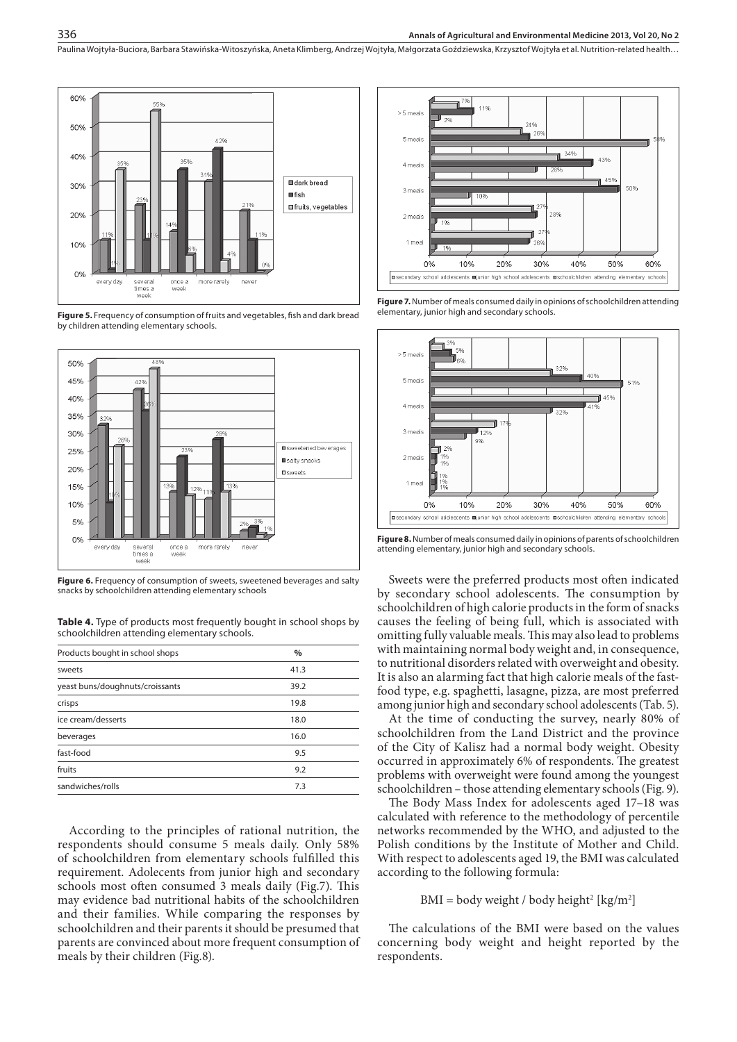**Figure 5.** Frequency of consumption of fruits and vegetables, fish and dark bread by children attending elementary schools.

**Figure 6.** Frequency of consumption of sweets, sweetened beverages and salty snacks by schoolchildren attending elementary schools

**Table 4.** Type of products most frequently bought in school shops by schoolchildren attending elementary schools.

| Products bought in school shops | % |
|---|---|
| sweets | 41.3 |
| yeast buns/doughnuts/croissants | 39.2 |
| crisps | 19.8 |
| ice cream/desserts | 18.0 |
| beverages | 16.0 |
| fast-food | 9.5 |
| fruits | 9.2 |
| sandwiches/rolls | 7.3 |

According to the principles of rational nutrition, the respondents should consume 5 meals daily. Only 58% of schoolchildren from elementary schools fulfilled this requirement. Adolecents from junior high and secondary schools most often consumed 3 meals daily (Fig.7). This may evidence bad nutritional habits of the schoolchildren and their families. While comparing the responses by schoolchildren and their parents it should be presumed that parents are convinced about more frequent consumption of meals by their children (Fig.8).

**Figure 7.** Number of meals consumed daily in opinions of schoolchildren attending elementary, junior high and secondary schools.

**Figure 8.** Number of meals consumed daily in opinions of parents of schoolchildren attending elementary, junior high and secondary schools.

Sweets were the preferred products most often indicated by secondary school adolescents. The consumption by schoolchildren of high calorie products in the form of snacks causes the feeling of being full, which is associated with omitting fully valuable meals. This may also lead to problems with maintaining normal body weight and, in consequence, to nutritional disorders related with overweight and obesity. It is also an alarming fact that high calorie meals of the fast-food type, e.g. spaghetti, lasagne, pizza, are most preferred among junior high and secondary school adolescents (Tab. 5).

At the time of conducting the survey, nearly 80% of schoolchildren from the Land District and the province of the City of Kalisz had a normal body weight. Obesity occurred in approximately 6% of respondents. The greatest problems with overweight were found among the youngest schoolchildren – those attending elementary schools (Fig. 9).

The Body Mass Index for adolescents aged 17–18 was calculated with reference to the methodology of percentile networks recommended by the WHO, and adjusted to the Polish conditions by the Institute of Mother and Child. With respect to adolescents aged 19, the BMI was calculated according to the following formula:

$$\text{BMI} = \text{body weight} / \text{body height}^2\ [\text{kg/m}^2]$$

The calculations of the BMI were based on the values concerning body weight and height reported by the respondents.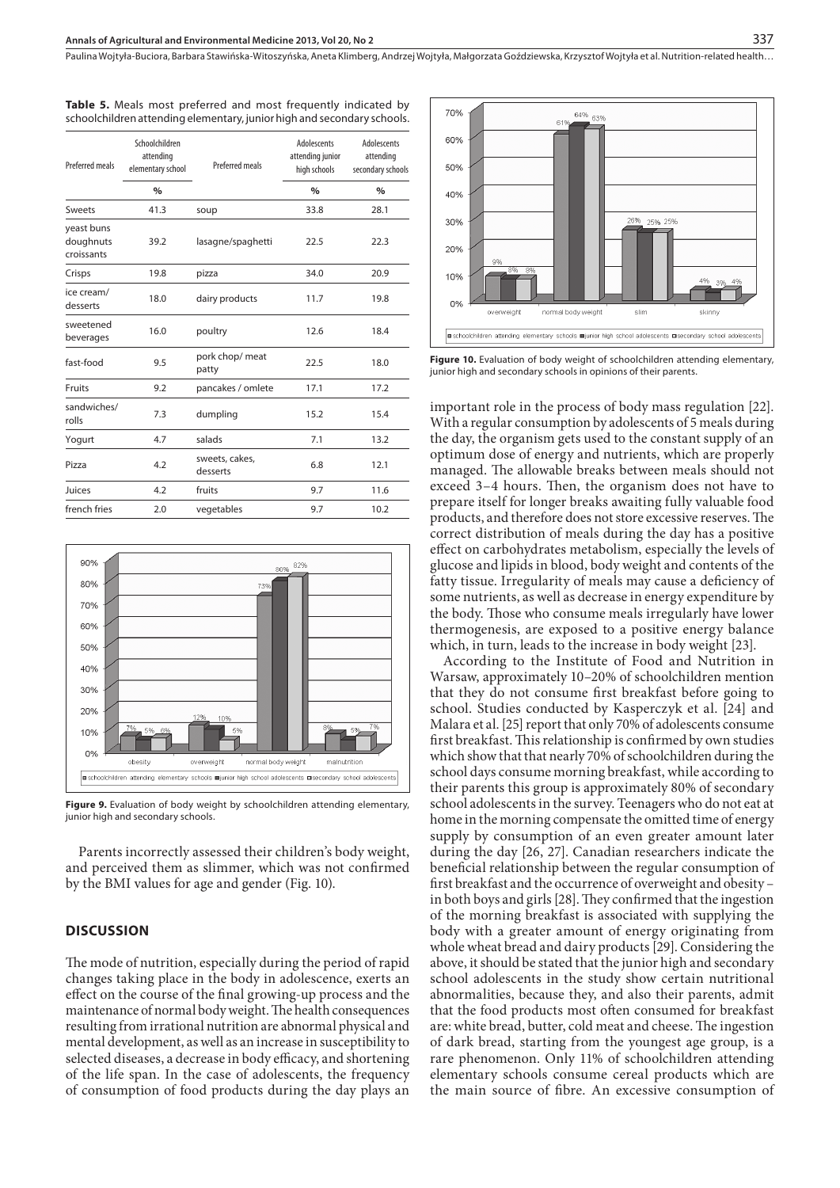**Table 5.** Meals most preferred and most frequently indicated by schoolchildren attending elementary, junior high and secondary schools.

| Preferred meals | Schoolchildren attending elementary school | Preferred meals | Adolescents attending junior high schools | Adolescents attending secondary schools |
|---|---|---|---|---|
| | % | | % | % |
| Sweets | 41.3 | soup | 33.8 | 28.1 |
| yeast buns doughnuts croissants | 39.2 | lasagne/spaghetti | 22.5 | 22.3 |
| Crisps | 19.8 | pizza | 34.0 | 20.9 |
| ice cream/ desserts | 18.0 | dairy products | 11.7 | 19.8 |
| sweetened beverages | 16.0 | poultry | 12.6 | 18.4 |
| fast-food | 9.5 | pork chop/ meat patty | 22.5 | 18.0 |
| Fruits | 9.2 | pancakes / omlete | 17.1 | 17.2 |
| sandwiches/ rolls | 7.3 | dumpling | 15.2 | 15.4 |
| Yogurt | 4.7 | salads | 7.1 | 13.2 |
| Pizza | 4.2 | sweets, cakes, desserts | 6.8 | 12.1 |
| Juices | 4.2 | fruits | 9.7 | 11.6 |
| french fries | 2.0 | vegetables | 9.7 | 10.2 |

**Figure 9.** Evaluation of body weight by schoolchildren attending elementary, junior high and secondary schools.

Parents incorrectly assessed their children's body weight, and perceived them as slimmer, which was not confirmed by the BMI values for age and gender (Fig. 10).

**Figure 10.** Evaluation of body weight of schoolchildren attending elementary, junior high and secondary schools in opinions of their parents.

## DISCUSSION

The mode of nutrition, especially during the period of rapid changes taking place in the body in adolescence, exerts an effect on the course of the final growing-up process and the maintenance of normal body weight. The health consequences resulting from irrational nutrition are abnormal physical and mental development, as well as an increase in susceptibility to selected diseases, a decrease in body efficacy, and shortening of the life span. In the case of adolescents, the frequency of consumption of food products during the day plays an important role in the process of body mass regulation [22]. With a regular consumption by adolescents of 5 meals during the day, the organism gets used to the constant supply of an optimum dose of energy and nutrients, which are properly managed. The allowable breaks between meals should not exceed 3–4 hours. Then, the organism does not have to prepare itself for longer breaks awaiting fully valuable food products, and therefore does not store excessive reserves. The correct distribution of meals during the day has a positive effect on carbohydrates metabolism, especially the levels of glucose and lipids in blood, body weight and contents of the fatty tissue. Irregularity of meals may cause a deficiency of some nutrients, as well as decrease in energy expenditure by the body. Those who consume meals irregularly have lower thermogenesis, are exposed to a positive energy balance which, in turn, leads to the increase in body weight [23].

According to the Institute of Food and Nutrition in Warsaw, approximately 10–20% of schoolchildren mention that they do not consume first breakfast before going to school. Studies conducted by Kasperczyk et al. [24] and Malara et al. [25] report that only 70% of adolescents consume first breakfast. This relationship is confirmed by own studies which show that that nearly 70% of schoolchildren during the school days consume morning breakfast, while according to their parents this group is approximately 80% of secondary school adolescents in the survey. Teenagers who do not eat at home in the morning compensate the omitted time of energy supply by consumption of an even greater amount later during the day [26, 27]. Canadian researchers indicate the beneficial relationship between the regular consumption of first breakfast and the occurrence of overweight and obesity – in both boys and girls [28]. They confirmed that the ingestion of the morning breakfast is associated with supplying the body with a greater amount of energy originating from whole wheat bread and dairy products [29]. Considering the above, it should be stated that the junior high and secondary school adolescents in the study show certain nutritional abnormalities, because they, and also their parents, admit that the food products most often consumed for breakfast are: white bread, butter, cold meat and cheese. The ingestion of dark bread, starting from the youngest age group, is a rare phenomenon. Only 11% of schoolchildren attending elementary schools consume cereal products which are the main source of fibre. An excessive consumption of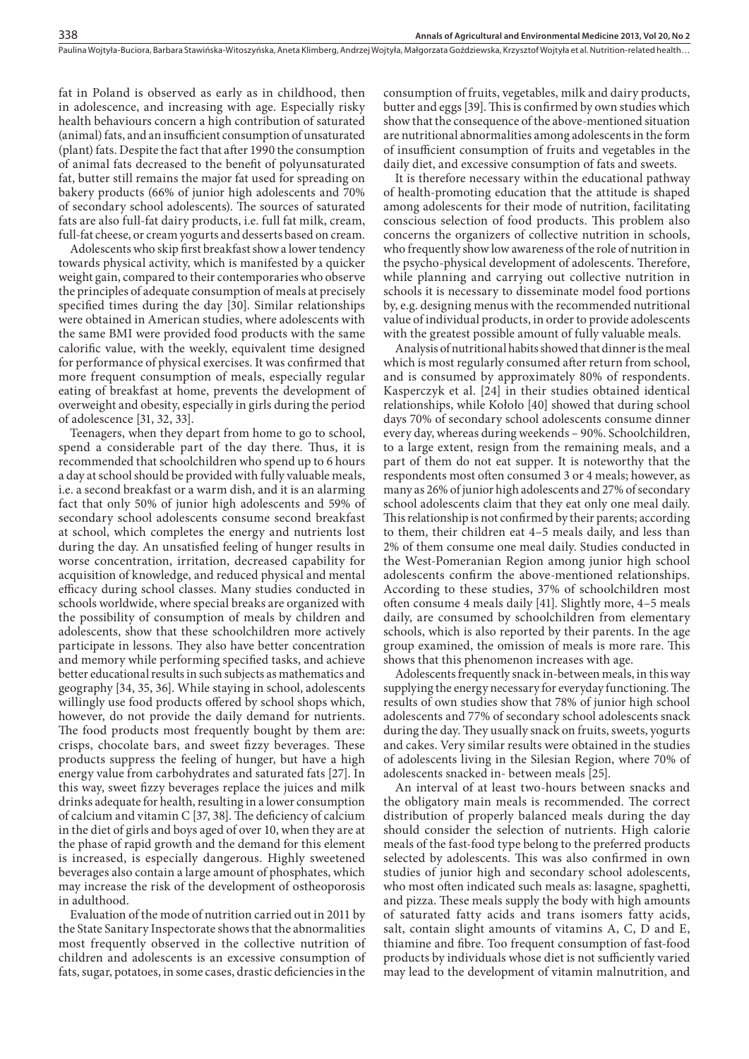fat in Poland is observed as early as in childhood, then in adolescence, and increasing with age. Especially risky health behaviours concern a high contribution of saturated (animal) fats, and an insufficient consumption of unsaturated (plant) fats. Despite the fact that after 1990 the consumption of animal fats decreased to the benefit of polyunsaturated fat, butter still remains the major fat used for spreading on bakery products (66% of junior high adolescents and 70% of secondary school adolescents). The sources of saturated fats are also full-fat dairy products, i.e. full fat milk, cream, full-fat cheese, or cream yogurts and desserts based on cream.

Adolescents who skip first breakfast show a lower tendency towards physical activity, which is manifested by a quicker weight gain, compared to their contemporaries who observe the principles of adequate consumption of meals at precisely specified times during the day [30]. Similar relationships were obtained in American studies, where adolescents with the same BMI were provided food products with the same calorific value, with the weekly, equivalent time designed for performance of physical exercises. It was confirmed that more frequent consumption of meals, especially regular eating of breakfast at home, prevents the development of overweight and obesity, especially in girls during the period of adolescence [31, 32, 33].

Teenagers, when they depart from home to go to school, spend a considerable part of the day there. Thus, it is recommended that schoolchildren who spend up to 6 hours a day at school should be provided with fully valuable meals, i.e. a second breakfast or a warm dish, and it is an alarming fact that only 50% of junior high adolescents and 59% of secondary school adolescents consume second breakfast at school, which completes the energy and nutrients lost during the day. An unsatisfied feeling of hunger results in worse concentration, irritation, decreased capability for acquisition of knowledge, and reduced physical and mental efficacy during school classes. Many studies conducted in schools worldwide, where special breaks are organized with the possibility of consumption of meals by children and adolescents, show that these schoolchildren more actively participate in lessons. They also have better concentration and memory while performing specified tasks, and achieve better educational results in such subjects as mathematics and geography [34, 35, 36]. While staying in school, adolescents willingly use food products offered by school shops which, however, do not provide the daily demand for nutrients. The food products most frequently bought by them are: crisps, chocolate bars, and sweet fizzy beverages. These products suppress the feeling of hunger, but have a high energy value from carbohydrates and saturated fats [27]. In this way, sweet fizzy beverages replace the juices and milk drinks adequate for health, resulting in a lower consumption of calcium and vitamin C [37, 38]. The deficiency of calcium in the diet of girls and boys aged of over 10, when they are at the phase of rapid growth and the demand for this element is increased, is especially dangerous. Highly sweetened beverages also contain a large amount of phosphates, which may increase the risk of the development of ostheoporosis in adulthood.

Evaluation of the mode of nutrition carried out in 2011 by the State Sanitary Inspectorate shows that the abnormalities most frequently observed in the collective nutrition of children and adolescents is an excessive consumption of fats, sugar, potatoes, in some cases, drastic deficiencies in the consumption of fruits, vegetables, milk and dairy products, butter and eggs [39]. This is confirmed by own studies which show that the consequence of the above-mentioned situation are nutritional abnormalities among adolescents in the form of insufficient consumption of fruits and vegetables in the daily diet, and excessive consumption of fats and sweets.

It is therefore necessary within the educational pathway of health-promoting education that the attitude is shaped among adolescents for their mode of nutrition, facilitating conscious selection of food products. This problem also concerns the organizers of collective nutrition in schools, who frequently show low awareness of the role of nutrition in the psycho-physical development of adolescents. Therefore, while planning and carrying out collective nutrition in schools it is necessary to disseminate model food portions by, e.g. designing menus with the recommended nutritional value of individual products, in order to provide adolescents with the greatest possible amount of fully valuable meals.

Analysis of nutritional habits showed that dinner is the meal which is most regularly consumed after return from school, and is consumed by approximately 80% of respondents. Kasperczyk et al. [24] in their studies obtained identical relationships, while Kołoło [40] showed that during school days 70% of secondary school adolescents consume dinner every day, whereas during weekends – 90%. Schoolchildren, to a large extent, resign from the remaining meals, and a part of them do not eat supper. It is noteworthy that the respondents most often consumed 3 or 4 meals; however, as many as 26% of junior high adolescents and 27% of secondary school adolescents claim that they eat only one meal daily. This relationship is not confirmed by their parents; according to them, their children eat 4–5 meals daily, and less than 2% of them consume one meal daily. Studies conducted in the West-Pomeranian Region among junior high school adolescents confirm the above-mentioned relationships. According to these studies, 37% of schoolchildren most often consume 4 meals daily [41]. Slightly more, 4–5 meals daily, are consumed by schoolchildren from elementary schools, which is also reported by their parents. In the age group examined, the omission of meals is more rare. This shows that this phenomenon increases with age.

Adolescents frequently snack in-between meals, in this way supplying the energy necessary for everyday functioning. The results of own studies show that 78% of junior high school adolescents and 77% of secondary school adolescents snack during the day. They usually snack on fruits, sweets, yogurts and cakes. Very similar results were obtained in the studies of adolescents living in the Silesian Region, where 70% of adolescents snacked in- between meals [25].

An interval of at least two-hours between snacks and the obligatory main meals is recommended. The correct distribution of properly balanced meals during the day should consider the selection of nutrients. High calorie meals of the fast-food type belong to the preferred products selected by adolescents. This was also confirmed in own studies of junior high and secondary school adolescents, who most often indicated such meals as: lasagne, spaghetti, and pizza. These meals supply the body with high amounts of saturated fatty acids and trans isomers fatty acids, salt, contain slight amounts of vitamins A, C, D and E, thiamine and fibre. Too frequent consumption of fast-food products by individuals whose diet is not sufficiently varied may lead to the development of vitamin malnutrition, and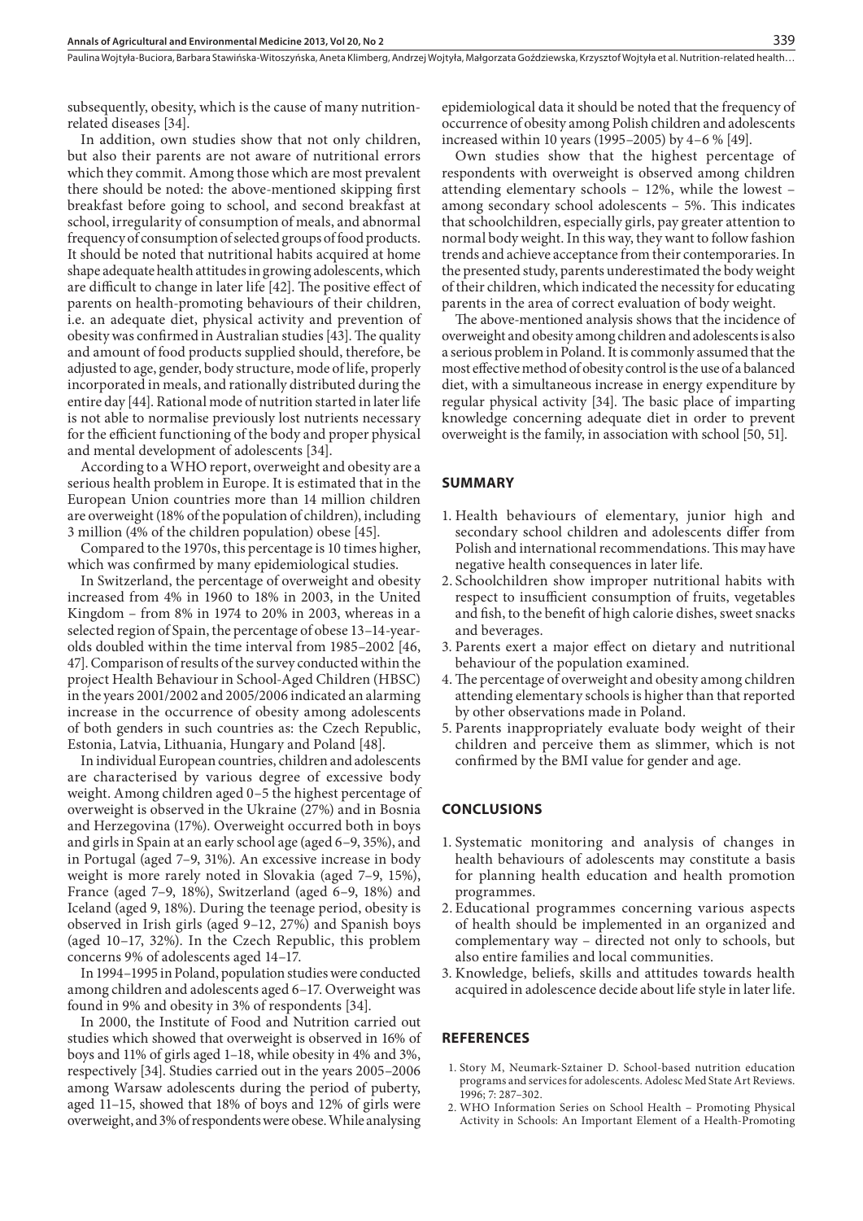subsequently, obesity, which is the cause of many nutrition-related diseases [34].

In addition, own studies show that not only children, but also their parents are not aware of nutritional errors which they commit. Among those which are most prevalent there should be noted: the above-mentioned skipping first breakfast before going to school, and second breakfast at school, irregularity of consumption of meals, and abnormal frequency of consumption of selected groups of food products. It should be noted that nutritional habits acquired at home shape adequate health attitudes in growing adolescents, which are difficult to change in later life [42]. The positive effect of parents on health-promoting behaviours of their children, i.e. an adequate diet, physical activity and prevention of obesity was confirmed in Australian studies [43]. The quality and amount of food products supplied should, therefore, be adjusted to age, gender, body structure, mode of life, properly incorporated in meals, and rationally distributed during the entire day [44]. Rational mode of nutrition started in later life is not able to normalise previously lost nutrients necessary for the efficient functioning of the body and proper physical and mental development of adolescents [34].

According to a WHO report, overweight and obesity are a serious health problem in Europe. It is estimated that in the European Union countries more than 14 million children are overweight (18% of the population of children), including 3 million (4% of the children population) obese [45].

Compared to the 1970s, this percentage is 10 times higher, which was confirmed by many epidemiological studies.

In Switzerland, the percentage of overweight and obesity increased from 4% in 1960 to 18% in 2003, in the United Kingdom – from 8% in 1974 to 20% in 2003, whereas in a selected region of Spain, the percentage of obese 13–14-year-olds doubled within the time interval from 1985–2002 [46, 47]. Comparison of results of the survey conducted within the project Health Behaviour in School-Aged Children (HBSC) in the years 2001/2002 and 2005/2006 indicated an alarming increase in the occurrence of obesity among adolescents of both genders in such countries as: the Czech Republic, Estonia, Latvia, Lithuania, Hungary and Poland [48].

In individual European countries, children and adolescents are characterised by various degree of excessive body weight. Among children aged 0–5 the highest percentage of overweight is observed in the Ukraine (27%) and in Bosnia and Herzegovina (17%). Overweight occurred both in boys and girls in Spain at an early school age (aged 6–9, 35%), and in Portugal (aged 7–9, 31%). An excessive increase in body weight is more rarely noted in Slovakia (aged 7–9, 15%), France (aged 7–9, 18%), Switzerland (aged 6–9, 18%) and Iceland (aged 9, 18%). During the teenage period, obesity is observed in Irish girls (aged 9–12, 27%) and Spanish boys (aged 10–17, 32%). In the Czech Republic, this problem concerns 9% of adolescents aged 14–17.

In 1994–1995 in Poland, population studies were conducted among children and adolescents aged 6–17. Overweight was found in 9% and obesity in 3% of respondents [34].

In 2000, the Institute of Food and Nutrition carried out studies which showed that overweight is observed in 16% of boys and 11% of girls aged 1–18, while obesity in 4% and 3%, respectively [34]. Studies carried out in the years 2005–2006 among Warsaw adolescents during the period of puberty, aged 11–15, showed that 18% of boys and 12% of girls were overweight, and 3% of respondents were obese. While analysing epidemiological data it should be noted that the frequency of occurrence of obesity among Polish children and adolescents increased within 10 years (1995–2005) by 4–6 % [49].

Own studies show that the highest percentage of respondents with overweight is observed among children attending elementary schools – 12%, while the lowest – among secondary school adolescents – 5%. This indicates that schoolchildren, especially girls, pay greater attention to normal body weight. In this way, they want to follow fashion trends and achieve acceptance from their contemporaries. In the presented study, parents underestimated the body weight of their children, which indicated the necessity for educating parents in the area of correct evaluation of body weight.

The above-mentioned analysis shows that the incidence of overweight and obesity among children and adolescents is also a serious problem in Poland. It is commonly assumed that the most effective method of obesity control is the use of a balanced diet, with a simultaneous increase in energy expenditure by regular physical activity [34]. The basic place of imparting knowledge concerning adequate diet in order to prevent overweight is the family, in association with school [50, 51].

## SUMMARY

1. Health behaviours of elementary, junior high and secondary school children and adolescents differ from Polish and international recommendations. This may have negative health consequences in later life.
2. Schoolchildren show improper nutritional habits with respect to insufficient consumption of fruits, vegetables and fish, to the benefit of high calorie dishes, sweet snacks and beverages.
3. Parents exert a major effect on dietary and nutritional behaviour of the population examined.
4. The percentage of overweight and obesity among children attending elementary schools is higher than that reported by other observations made in Poland.
5. Parents inappropriately evaluate body weight of their children and perceive them as slimmer, which is not confirmed by the BMI value for gender and age.

## CONCLUSIONS

1. Systematic monitoring and analysis of changes in health behaviours of adolescents may constitute a basis for planning health education and health promotion programmes.
2. Educational programmes concerning various aspects of health should be implemented in an organized and complementary way – directed not only to schools, but also entire families and local communities.
3. Knowledge, beliefs, skills and attitudes towards health acquired in adolescence decide about life style in later life.

## REFERENCES

1. Story M, Neumark-Sztainer D. School-based nutrition education programs and services for adolescents. Adolesc Med State Art Reviews. 1996; 7: 287–302.
2. WHO Information Series on School Health – Promoting Physical Activity in Schools: An Important Element of a Health-Promoting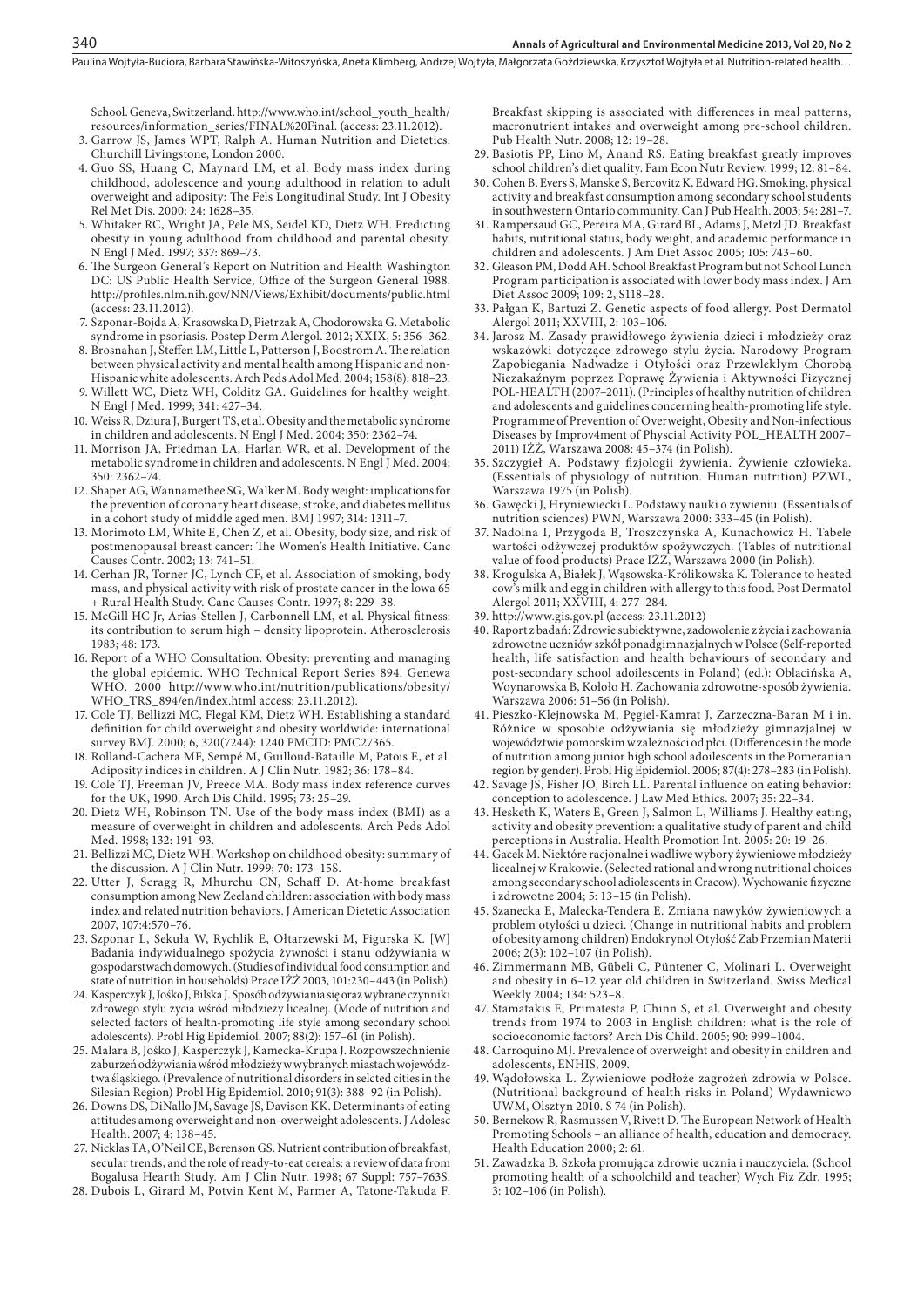School. Geneva, Switzerland. http://www.who.int/school_youth_health/resources/information_series/FINAL%20Final. (access: 23.11.2012).

3. Garrow JS, James WPT, Ralph A. Human Nutrition and Dietetics. Churchill Livingstone, London 2000.
4. Guo SS, Huang C, Maynard LM, et al. Body mass index during childhood, adolescence and young adulthood in relation to adult overweight and adiposity: The Fels Longitudinal Study. Int J Obesity Rel Met Dis. 2000; 24: 1628–35.
5. Whitaker RC, Wright JA, Pele MS, Seidel KD, Dietz WH. Predicting obesity in young adulthood from childhood and parental obesity. N Engl J Med. 1997; 337: 869–73.
6. The Surgeon General's Report on Nutrition and Health Washington DC: US Public Health Service, Office of the Surgeon General 1988. http://profiles.nlm.nih.gov/NN/Views/Exhibit/documents/public.html (access: 23.11.2012).
7. Szponar-Bojda A, Krasowska D, Pietrzak A, Chodorowska G. Metabolic syndrome in psoriasis. Postep Derm Alergol. 2012; XXIX, 5: 356–362.
8. Brosnahan J, Steffen LM, Little L, Patterson J, Boostrom A. The relation between physical activity and mental health among Hispanic and non-Hispanic white adolescents. Arch Peds Adol Med. 2004; 158(8): 818–23.
9. Willett WC, Dietz WH, Colditz GA. Guidelines for healthy weight. N Engl J Med. 1999; 341: 427–34.
10. Weiss R, Dziura J, Burgert TS, et al. Obesity and the metabolic syndrome in children and adolescents. N Engl J Med. 2004; 350: 2362–74.
11. Morrison JA, Friedman LA, Harlan WR, et al. Development of the metabolic syndrome in children and adolescents. N Engl J Med. 2004; 350: 2362–74.
12. Shaper AG, Wannamethee SG, Walker M. Body weight: implications for the prevention of coronary heart disease, stroke, and diabetes mellitus in a cohort study of middle aged men. BMJ 1997; 314: 1311–7.
13. Morimoto LM, White E, Chen Z, et al. Obesity, body size, and risk of postmenopausal breast cancer: The Women's Health Initiative. Canc Causes Contr. 2002; 13: 741–51.
14. Cerhan JR, Torner JC, Lynch CF, et al. Association of smoking, body mass, and physical activity with risk of prostate cancer in the Iowa 65 + Rural Health Study. Canc Causes Contr. 1997; 8: 229–38.
15. McGill HC Jr, Arias-Stellen J, Carbonnell LM, et al. Physical fitness: its contribution to serum high – density lipoprotein. Atherosclerosis 1983; 48: 173.
16. Report of a WHO Consultation. Obesity: preventing and managing the global epidemic. WHO Technical Report Series 894. Genewa WHO, 2000 http://www.who.int/nutrition/publications/obesity/WHO_TRS_894/en/index.html access: 23.11.2012).
17. Cole TJ, Bellizzi MC, Flegal KM, Dietz WH. Establishing a standard definition for child overweight and obesity worldwide: international survey BMJ. 2000; 6, 320(7244): 1240 PMCID: PMC27365.
18. Rolland-Cachera MF, Sempé M, Guilloud-Bataille M, Patois E, et al. Adiposity indices in children. A J Clin Nutr. 1982; 36: 178–84.
19. Cole TJ, Freeman JV, Preece MA. Body mass index reference curves for the UK, 1990. Arch Dis Child. 1995; 73: 25–29.
20. Dietz WH, Robinson TN. Use of the body mass index (BMI) as a measure of overweight in children and adolescents. Arch Peds Adol Med. 1998; 132: 191–93.
21. Bellizzi MC, Dietz WH. Workshop on childhood obesity: summary of the discussion. A J Clin Nutr. 1999; 70: 173–15S.
22. Utter J, Scragg R, Mhurchu CN, Schaff D. At-home breakfast consumption among New Zeeland children: association with body mass index and related nutrition behaviors. J American Dietetic Association 2007, 107:4:570–76.
23. Szponar L, Sekuła W, Rychlik E, Ołtarzewski M, Figurska K. [W] Badania indywidualnego spożycia żywności i stanu odżywiania w gospodarstwach domowych. (Studies of individual food consumption and state of nutrition in households) Prace IŻŻ 2003, 101:230–443 (in Polish).
24. Kasperczyk J, Jośko J, Bilska J. Sposób odżywiania się oraz wybrane czynniki zdrowego stylu życia wśród młodzieży licealnej. (Mode of nutrition and selected factors of health-promoting life style among secondary school adolescents). Probl Hig Epidemiol. 2007; 88(2): 157–61 (in Polish).
25. Malara B, Jośko J, Kasperczyk J, Kamecka-Krupa J. Rozpowszechnienie zaburzeń odżywiania wśród młodzieży w wybranych miastach województwa śląskiego. (Prevalence of nutritional disorders in selcted cities in the Silesian Region) Probl Hig Epidemiol. 2010; 91(3): 388–92 (in Polish).
26. Downs DS, DiNallo JM, Savage JS, Davison KK. Determinants of eating attitudes among overweight and non-overweight adolescents. J Adolesc Health. 2007; 4: 138–45.
27. Nicklas TA, O'Neil CE, Berenson GS. Nutrient contribution of breakfast, secular trends, and the role of ready-to-eat cereals: a review of data from Bogalusa Hearth Study. Am J Clin Nutr. 1998; 67 Suppl: 757–763S.
28. Dubois L, Girard M, Potvin Kent M, Farmer A, Tatone-Takuda F. Breakfast skipping is associated with differences in meal patterns, macronutrient intakes and overweight among pre-school children. Pub Health Nutr. 2008; 12: 19–28.
29. Basiotis PP, Lino M, Anand RS. Eating breakfast greatly improves school children's diet quality. Fam Econ Nutr Review. 1999; 12: 81–84.
30. Cohen B, Evers S, Manske S, Bercovitz K, Edward HG. Smoking, physical activity and breakfast consumption among secondary school students in southwestern Ontario community. Can J Pub Health. 2003; 54: 281–7.
31. Rampersaud GC, Pereira MA, Girard BL, Adams J, Metzl JD. Breakfast habits, nutritional status, body weight, and academic performance in children and adolescents. J Am Diet Assoc 2005; 105: 743–60.
32. Gleason PM, Dodd AH. School Breakfast Program but not School Lunch Program participation is associated with lower body mass index. J Am Diet Assoc 2009; 109: 2, S118–28.
33. Pałgan K, Bartuzi Z. Genetic aspects of food allergy. Post Dermatol Alergol 2011; XXVIII, 2: 103–106.
34. Jarosz M. Zasady prawidłowego żywienia dzieci i młodzieży oraz wskazówki dotyczące zdrowego stylu życia. Narodowy Program Zapobiegania Nadwadze i Otyłości oraz Przewlekłym Chorobą Niezakaźnym poprzez Poprawę Żywienia i Aktywności Fizycznej POL-HEALTH (2007–2011). (Principles of healthy nutrition of children and adolescents and guidelines concerning health-promoting life style. Programme of Prevention of Overweight, Obesity and Non-infectious Diseases by Improv4ment of Physcial Activity POL_HEALTH 2007–2011) IŻŻ, Warszawa 2008: 45–374 (in Polish).
35. Szczygieł A. Podstawy fizjologii żywienia. Żywienie człowieka. (Essentials of physiology of nutrition. Human nutrition) PZWL, Warszawa 1975 (in Polish).
36. Gawęcki J, Hryniewiecki L. Podstawy nauki o żywieniu. (Essentials of nutrition sciences) PWN, Warszawa 2000: 333–45 (in Polish).
37. Nadolna I, Przygoda B, Troszczyńska A, Kunachowicz H. Tabele wartości odżywczej produktów spożywczych. (Tables of nutritional value of food products) Prace IŻŻ, Warszawa 2000 (in Polish).
38. Krogulska A, Białek J, Wąsowska-Królikowska K. Tolerance to heated cow's milk and egg in children with allergy to this food. Post Dermatol Alergol 2011; XXVIII, 4: 277–284.
39. http://www.gis.gov.pl (access: 23.11.2012)
40. Raport z badań: Zdrowie subiektywne, zadowolenie z życia i zachowania zdrowotne uczniów szkół ponadgimnazjalnych w Polsce (Self-reported health, life satisfaction and health behaviours of secondary and post-secondary school adoilescents in Poland) (ed.): Oblacińska A, Woynarowska B, Kołoło H. Zachowania zdrowotne-sposób żywienia. Warszawa 2006: 51–56 (in Polish).
41. Pieszko-Klejnowska M, Pęgiel-Kamrat J, Zarzeczna-Baran M i in. Różnice w sposobie odżywiania się młodzieży gimnazjalnej w województwie pomorskim w zależności od płci. (Differences in the mode of nutrition among junior high school adoilescents in the Pomeranian region by gender). Probl Hig Epidemiol. 2006; 87(4): 278–283 (in Polish).
42. Savage JS, Fisher JO, Birch LL. Parental influence on eating behavior: conception to adolescence. J Law Med Ethics. 2007; 35: 22–34.
43. Hesketh K, Waters E, Green J, Salmon L, Williams J. Healthy eating, activity and obesity prevention: a qualitative study of parent and child perceptions in Australia. Health Promotion Int. 2005: 20: 19–26.
44. Gacek M. Niektóre racjonalne i wadliwe wybory żywieniowe młodzieży licealnej w Krakowie. (Selected rational and wrong nutritional choices among secondary school adolescents in Cracow). Wychowanie fizyczne i zdrowotne 2004; 5: 13–15 (in Polish).
45. Szanecka E, Małecka-Tendera E. Zmiana nawyków żywieniowych a problem otyłości u dzieci. (Change in nutritional habits and problem of obesity among children) Endokrynol Otyłość Zab Przemian Materii 2006; 2(3): 102–107 (in Polish).
46. Zimmermann MB, Gübeli C, Püntener C, Molinari L. Overweight and obesity in 6–12 year old children in Switzerland. Swiss Medical Weekly 2004; 134: 523–8.
47. Stamatakis E, Primatesta P, Chinn S, et al. Overweight and obesity trends from 1974 to 2003 in English children: what is the role of socioeconomic factors? Arch Dis Child. 2005; 90: 999–1004.
48. Carroquino MJ. Prevalence of overweight and obesity in children and adolescents, ENHIS, 2009.
49. Wądołowska L. Żywieniowe podłoże zagrożeń zdrowia w Polsce. (Nutritional background of health risks in Poland) Wydawnicwo UWM, Olsztyn 2010. S 74 (in Polish).
50. Bernekow R, Rasmussen V, Rivett D. The European Network of Health Promoting Schools – an alliance of health, education and democracy. Health Education 2000; 2: 61.
51. Zawadzka B. Szkoła promująca zdrowie ucznia i nauczyciela. (School promoting health of a schoolchild and teacher) Wych Fiz Zdr. 1995; 3: 102–106 (in Polish).